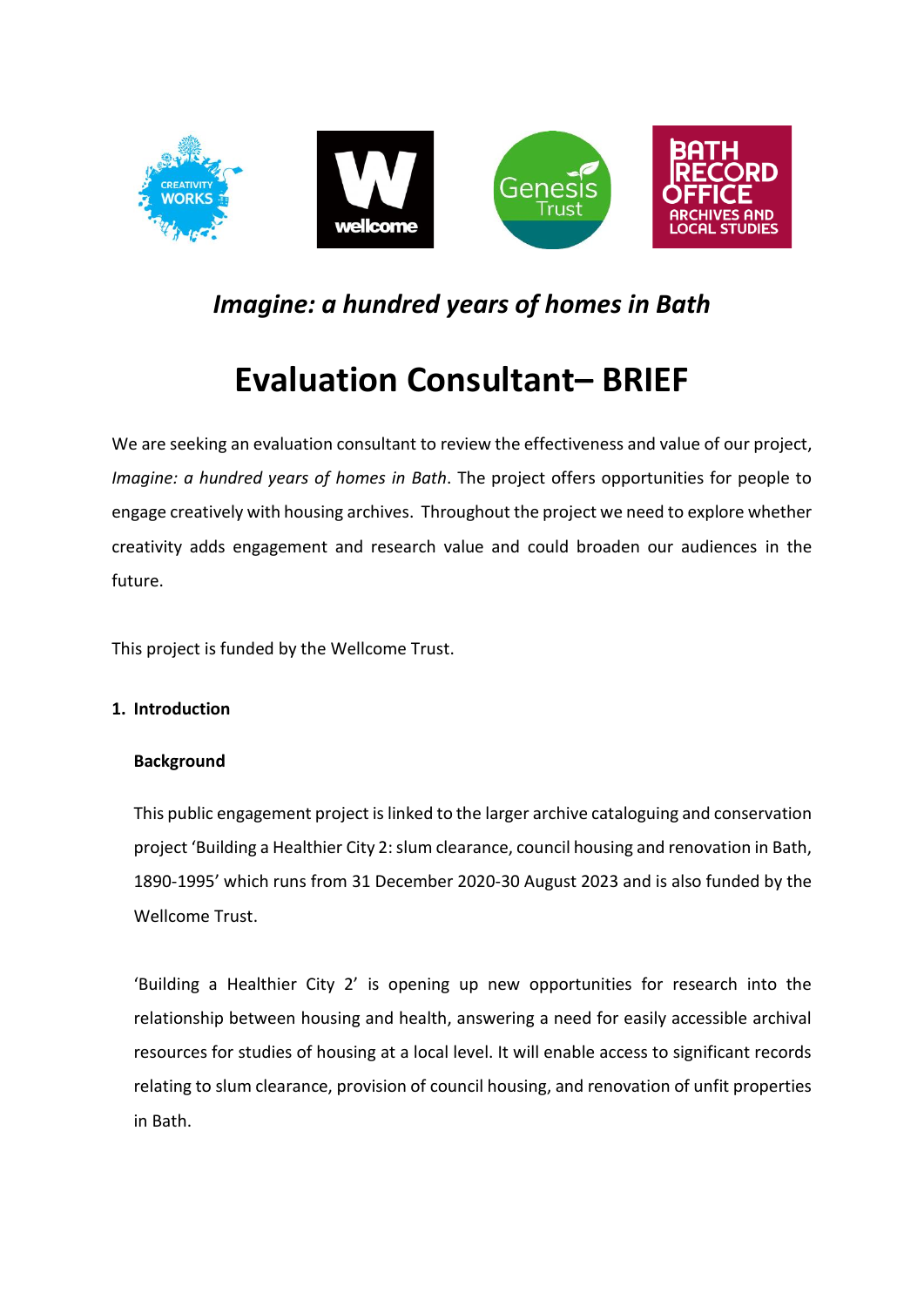*Imagine: a hundred years of homes in Bath*

# Evaluation Consultant– BRIEF

We are seeking an evaluation consultant to review the effectiveness and value of our project, *Imagine: a hundred years of homes in Bath*. The project offers opportunities for people to engage creatively with housing archives. Throughout the project we need to explore whether creativity adds engagement and research value and could broaden our audiences in the future.

This project is funded by the Wellcome Trust.

## 1. Introduction

### Background

This public engagement project is linked to the larger archive cataloguing and conservation project 'Building a Healthier City 2: slum clearance, council housing and renovation in Bath, 1890-1995' which runs from 31 December 2020-30 August 2023 and is also funded by the Wellcome Trust.

'Building a Healthier City 2' is opening up new opportunities for research into the relationship between housing and health, answering a need for easily accessible archival resources for studies of housing at a local level. It will enable access to significant records relating to slum clearance, provision of council housing, and renovation of unfit properties in Bath.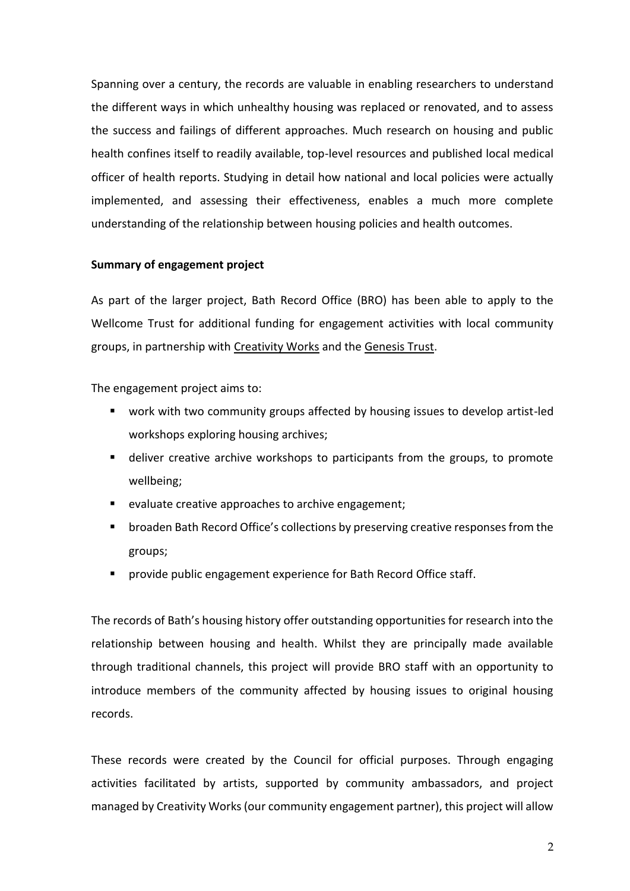Spanning over a century, the records are valuable in enabling researchers to understand the different ways in which unhealthy housing was replaced or renovated, and to assess the success and failings of different approaches. Much research on housing and public health confines itself to readily available, top-level resources and published local medical officer of health reports. Studying in detail how national and local policies were actually implemented, and assessing their effectiveness, enables a much more complete understanding of the relationship between housing policies and health outcomes.

**Summary of engagement project**

As part of the larger project, Bath Record Office (BRO) has been able to apply to the Wellcome Trust for additional funding for engagement activities with local community groups, in partnership with Creativity Works and the Genesis Trust.

The engagement project aims to:

- work with two community groups affected by housing issues to develop artist-led workshops exploring housing archives;
- deliver creative archive workshops to participants from the groups, to promote wellbeing;
- evaluate creative approaches to archive engagement;
- broaden Bath Record Office's collections by preserving creative responses from the groups;
- provide public engagement experience for Bath Record Office staff.

The records of Bath's housing history offer outstanding opportunities for research into the relationship between housing and health. Whilst they are principally made available through traditional channels, this project will provide BRO staff with an opportunity to introduce members of the community affected by housing issues to original housing records.

These records were created by the Council for official purposes. Through engaging activities facilitated by artists, supported by community ambassadors, and project managed by Creativity Works (our community engagement partner), this project will allow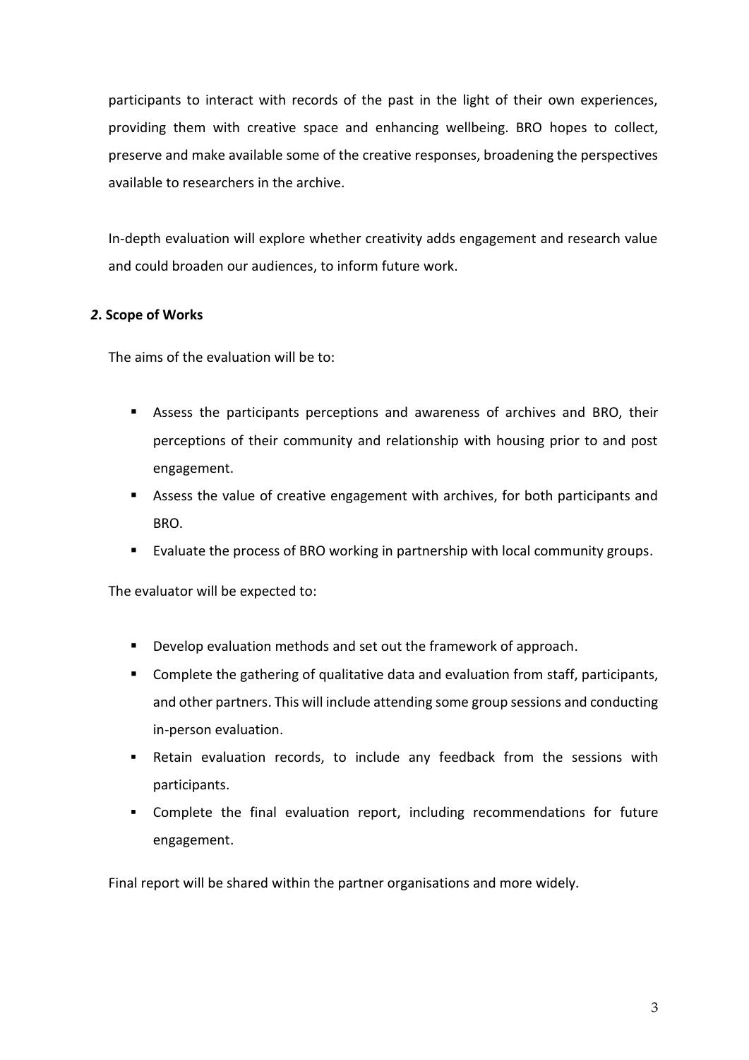participants to interact with records of the past in the light of their own experiences, providing them with creative space and enhancing wellbeing. BRO hopes to collect, preserve and make available some of the creative responses, broadening the perspectives available to researchers in the archive.

In-depth evaluation will explore whether creativity adds engagement and research value and could broaden our audiences, to inform future work.

### ***2*. Scope of Works**

The aims of the evaluation will be to:

- Assess the participants perceptions and awareness of archives and BRO, their perceptions of their community and relationship with housing prior to and post engagement.
- Assess the value of creative engagement with archives, for both participants and BRO.
- Evaluate the process of BRO working in partnership with local community groups.

The evaluator will be expected to:

- Develop evaluation methods and set out the framework of approach.
- Complete the gathering of qualitative data and evaluation from staff, participants, and other partners. This will include attending some group sessions and conducting in-person evaluation.
- Retain evaluation records, to include any feedback from the sessions with participants.
- Complete the final evaluation report, including recommendations for future engagement.

Final report will be shared within the partner organisations and more widely.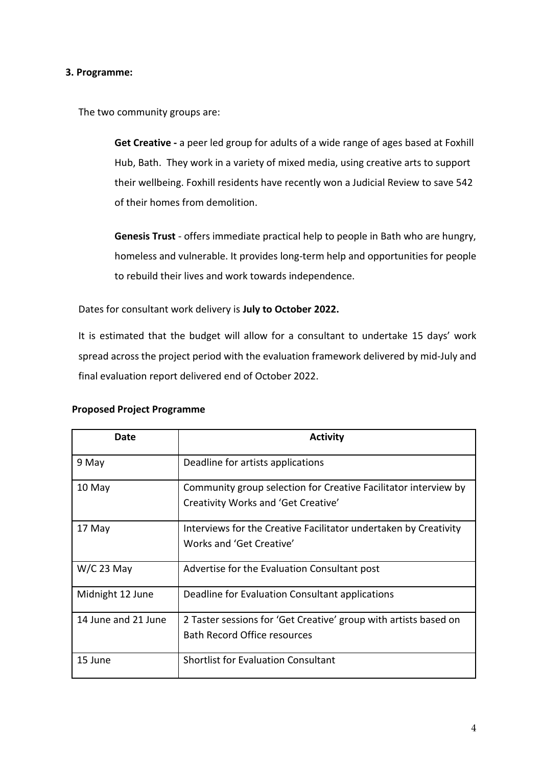## 3. Programme:

The two community groups are:

**Get Creative -** a peer led group for adults of a wide range of ages based at Foxhill Hub, Bath. They work in a variety of mixed media, using creative arts to support their wellbeing. Foxhill residents have recently won a Judicial Review to save 542 of their homes from demolition.

**Genesis Trust** - offers immediate practical help to people in Bath who are hungry, homeless and vulnerable. It provides long-term help and opportunities for people to rebuild their lives and work towards independence.

Dates for consultant work delivery is **July to October 2022.**

It is estimated that the budget will allow for a consultant to undertake 15 days' work spread across the project period with the evaluation framework delivered by mid-July and final evaluation report delivered end of October 2022.

**Proposed Project Programme**

| Date | Activity |
|---|---|
| 9 May | Deadline for artists applications |
| 10 May | Community group selection for Creative Facilitator interview by Creativity Works and 'Get Creative' |
| 17 May | Interviews for the Creative Facilitator undertaken by Creativity Works and 'Get Creative' |
| W/C 23 May | Advertise for the Evaluation Consultant post |
| Midnight 12 June | Deadline for Evaluation Consultant applications |
| 14 June and 21 June | 2 Taster sessions for 'Get Creative' group with artists based on Bath Record Office resources |
| 15 June | Shortlist for Evaluation Consultant |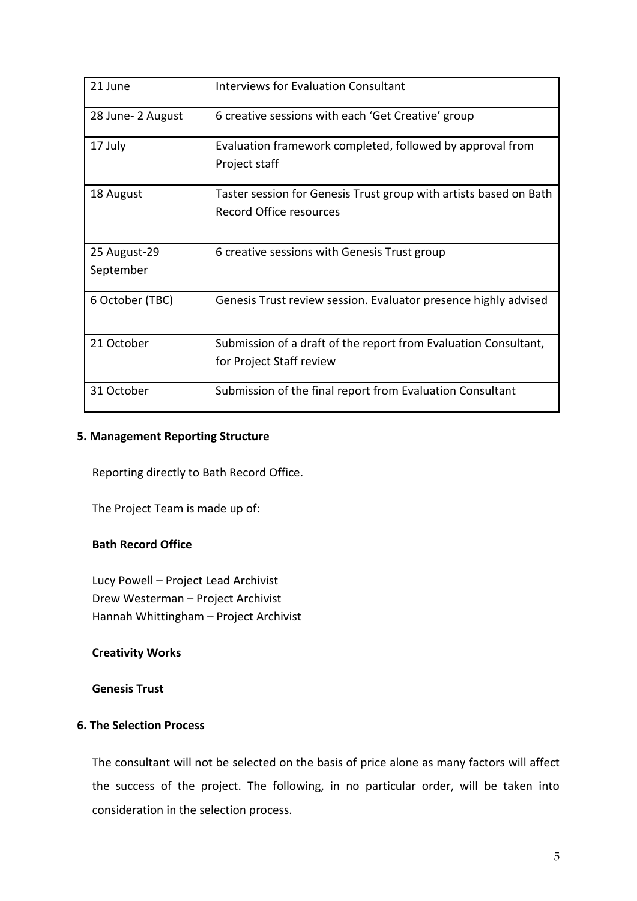| 21 June | Interviews for Evaluation Consultant |
|---|---|
| 28 June- 2 August | 6 creative sessions with each 'Get Creative' group |
| 17 July | Evaluation framework completed, followed by approval from Project staff |
| 18 August | Taster session for Genesis Trust group with artists based on Bath Record Office resources |
| 25 August-29 September | 6 creative sessions with Genesis Trust group |
| 6 October (TBC) | Genesis Trust review session. Evaluator presence highly advised |
| 21 October | Submission of a draft of the report from Evaluation Consultant, for Project Staff review |
| 31 October | Submission of the final report from Evaluation Consultant |

## 5. Management Reporting Structure

Reporting directly to Bath Record Office.

The Project Team is made up of:

**Bath Record Office**

Lucy Powell – Project Lead Archivist
Drew Westerman – Project Archivist
Hannah Whittingham – Project Archivist

**Creativity Works**

**Genesis Trust**

## 6. The Selection Process

The consultant will not be selected on the basis of price alone as many factors will affect the success of the project. The following, in no particular order, will be taken into consideration in the selection process.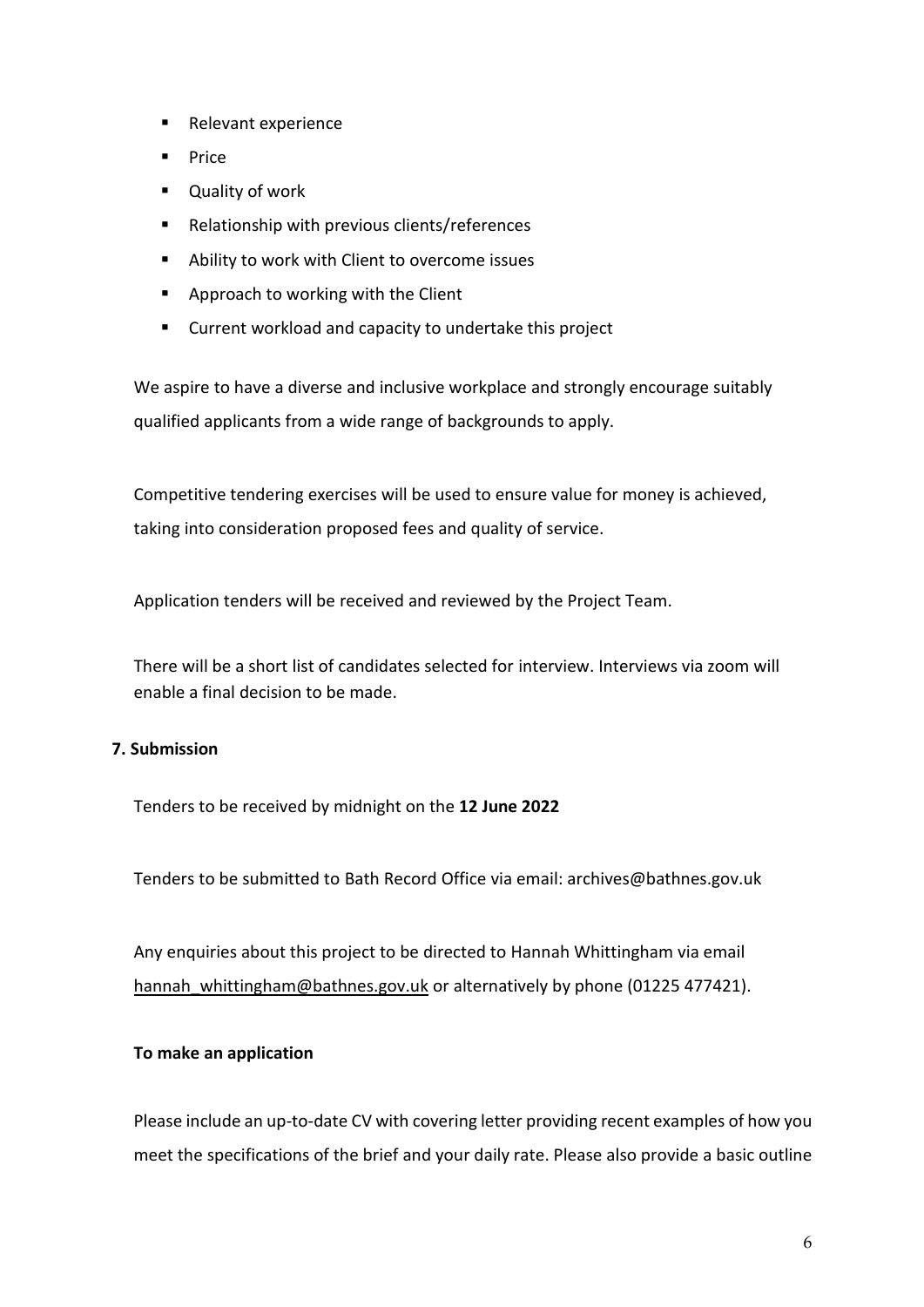- Relevant experience
- Price
- Quality of work
- Relationship with previous clients/references
- Ability to work with Client to overcome issues
- Approach to working with the Client
- Current workload and capacity to undertake this project

We aspire to have a diverse and inclusive workplace and strongly encourage suitably qualified applicants from a wide range of backgrounds to apply.

Competitive tendering exercises will be used to ensure value for money is achieved, taking into consideration proposed fees and quality of service.

Application tenders will be received and reviewed by the Project Team.

There will be a short list of candidates selected for interview. Interviews via zoom will enable a final decision to be made.

## 7. Submission

Tenders to be received by midnight on the **12 June 2022**

Tenders to be submitted to Bath Record Office via email: archives@bathnes.gov.uk

Any enquiries about this project to be directed to Hannah Whittingham via email hannah_whittingham@bathnes.gov.uk or alternatively by phone (01225 477421).

**To make an application**

Please include an up-to-date CV with covering letter providing recent examples of how you meet the specifications of the brief and your daily rate. Please also provide a basic outline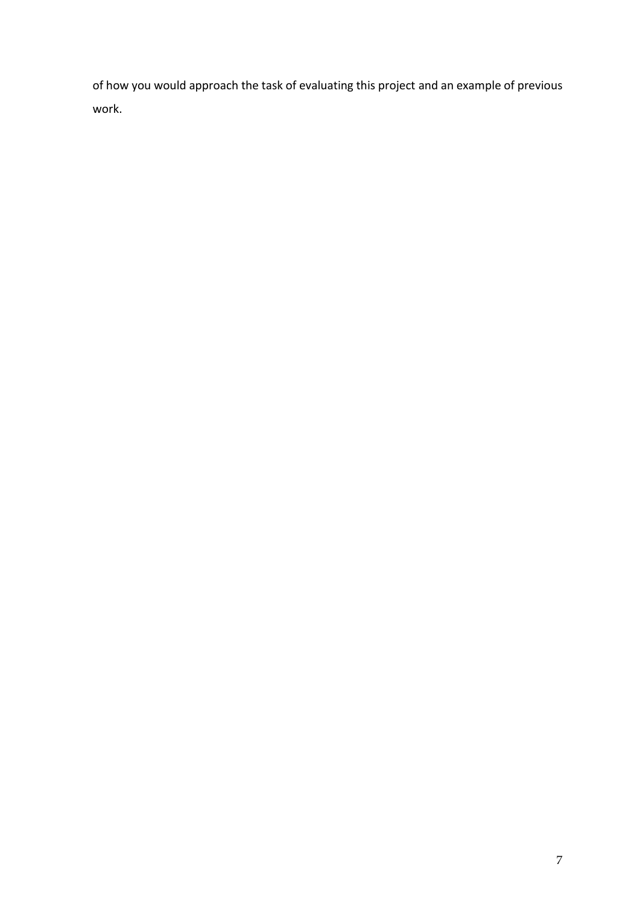of how you would approach the task of evaluating this project and an example of previous work.